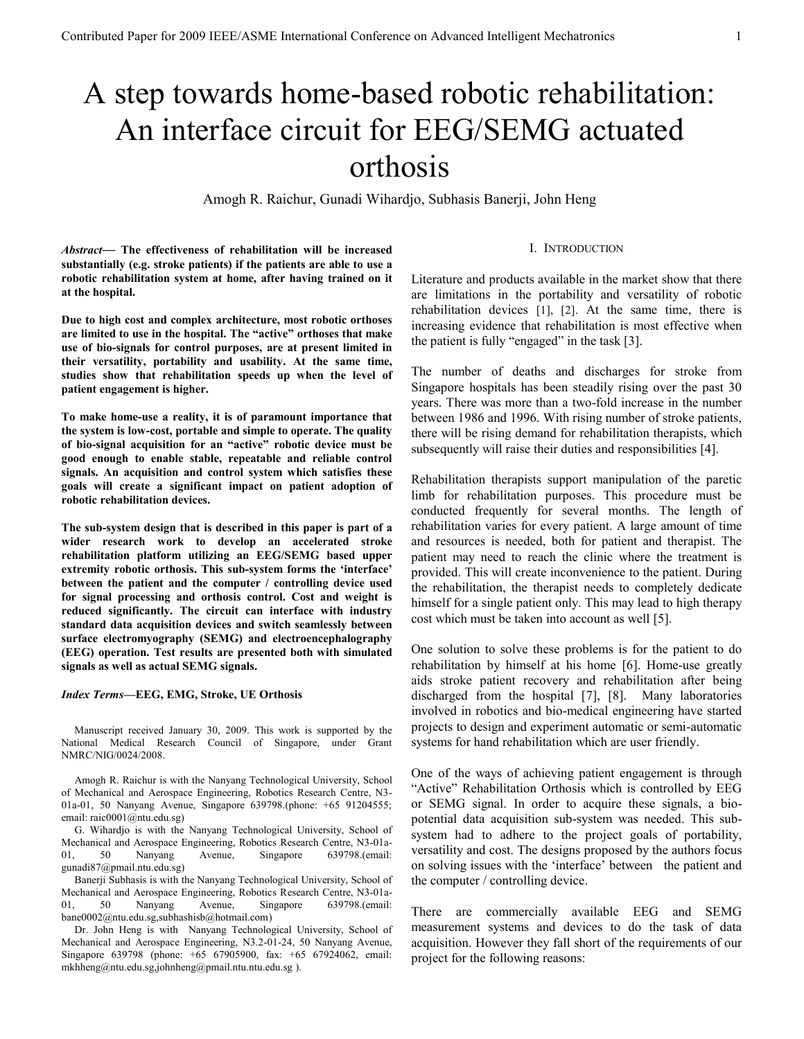# A step towards home-based robotic rehabilitation: An interface circuit for EEG/SEMG actuated orthosis

Amogh R. Raichur, Gunadi Wihardjo, Subhasis Banerji, John Heng

***Abstract*— The effectiveness of rehabilitation will be increased substantially (e.g. stroke patients) if the patients are able to use a robotic rehabilitation system at home, after having trained on it at the hospital.**

**Due to high cost and complex architecture, most robotic orthoses are limited to use in the hospital. The "active" orthoses that make use of bio-signals for control purposes, are at present limited in their versatility, portability and usability. At the same time, studies show that rehabilitation speeds up when the level of patient engagement is higher.**

**To make home-use a reality, it is of paramount importance that the system is low-cost, portable and simple to operate. The quality of bio-signal acquisition for an "active" robotic device must be good enough to enable stable, repeatable and reliable control signals. An acquisition and control system which satisfies these goals will create a significant impact on patient adoption of robotic rehabilitation devices.**

**The sub-system design that is described in this paper is part of a wider research work to develop an accelerated stroke rehabilitation platform utilizing an EEG/SEMG based upper extremity robotic orthosis. This sub-system forms the 'interface' between the patient and the computer / controlling device used for signal processing and orthosis control. Cost and weight is reduced significantly. The circuit can interface with industry standard data acquisition devices and switch seamlessly between surface electromyography (SEMG) and electroencephalography (EEG) operation. Test results are presented both with simulated signals as well as actual SEMG signals.**

***Index Terms*—EEG, EMG, Stroke, UE Orthosis**

Manuscript received January 30, 2009. This work is supported by the National Medical Research Council of Singapore, under Grant NMRC/NIG/0024/2008.

Amogh R. Raichur is with the Nanyang Technological University, School of Mechanical and Aerospace Engineering, Robotics Research Centre, N3-01a-01, 50 Nanyang Avenue, Singapore 639798.(phone: +65 91204555; email: raic0001@ntu.edu.sg)

G. Wihardjo is with the Nanyang Technological University, School of Mechanical and Aerospace Engineering, Robotics Research Centre, N3-01a-01, 50 Nanyang Avenue, Singapore 639798.(email: gunadi87@pmail.ntu.edu.sg)

Banerji Subhasis is with the Nanyang Technological University, School of Mechanical and Aerospace Engineering, Robotics Research Centre, N3-01a-01, 50 Nanyang Avenue, Singapore 639798.(email: bane0002@ntu.edu.sg,subhashisb@hotmail.com)

Dr. John Heng is with Nanyang Technological University, School of Mechanical and Aerospace Engineering, N3.2-01-24, 50 Nanyang Avenue, Singapore 639798 (phone: +65 67905900, fax: +65 67924062, email: mkhheng@ntu.edu.sg,johnheng@pmail.ntu.ntu.edu.sg ).

## I. Introduction

Literature and products available in the market show that there are limitations in the portability and versatility of robotic rehabilitation devices [1], [2]. At the same time, there is increasing evidence that rehabilitation is most effective when the patient is fully "engaged" in the task [3].

The number of deaths and discharges for stroke from Singapore hospitals has been steadily rising over the past 30 years. There was more than a two-fold increase in the number between 1986 and 1996. With rising number of stroke patients, there will be rising demand for rehabilitation therapists, which subsequently will raise their duties and responsibilities [4].

Rehabilitation therapists support manipulation of the paretic limb for rehabilitation purposes. This procedure must be conducted frequently for several months. The length of rehabilitation varies for every patient. A large amount of time and resources is needed, both for patient and therapist. The patient may need to reach the clinic where the treatment is provided. This will create inconvenience to the patient. During the rehabilitation, the therapist needs to completely dedicate himself for a single patient only. This may lead to high therapy cost which must be taken into account as well [5].

One solution to solve these problems is for the patient to do rehabilitation by himself at his home [6]. Home-use greatly aids stroke patient recovery and rehabilitation after being discharged from the hospital [7], [8]. Many laboratories involved in robotics and bio-medical engineering have started projects to design and experiment automatic or semi-automatic systems for hand rehabilitation which are user friendly.

One of the ways of achieving patient engagement is through "Active" Rehabilitation Orthosis which is controlled by EEG or SEMG signal. In order to acquire these signals, a bio-potential data acquisition sub-system was needed. This sub-system had to adhere to the project goals of portability, versatility and cost. The designs proposed by the authors focus on solving issues with the 'interface' between the patient and the computer / controlling device.

There are commercially available EEG and SEMG measurement systems and devices to do the task of data acquisition. However they fall short of the requirements of our project for the following reasons: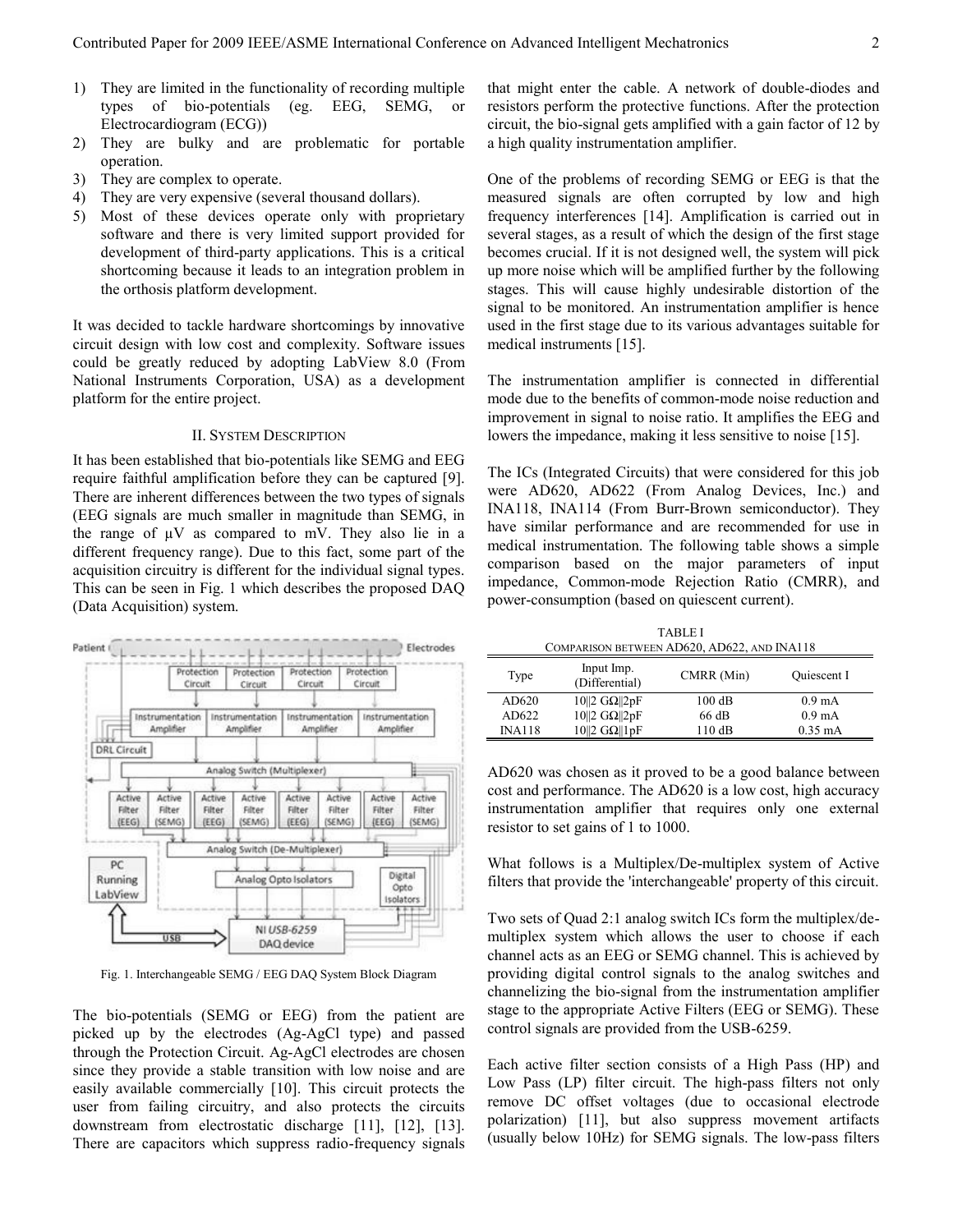1) They are limited in the functionality of recording multiple types of bio-potentials (eg. EEG, SEMG, or Electrocardiogram (ECG))
2) They are bulky and are problematic for portable operation.
3) They are complex to operate.
4) They are very expensive (several thousand dollars).
5) Most of these devices operate only with proprietary software and there is very limited support provided for development of third-party applications. This is a critical shortcoming because it leads to an integration problem in the orthosis platform development.

It was decided to tackle hardware shortcomings by innovative circuit design with low cost and complexity. Software issues could be greatly reduced by adopting LabView 8.0 (From National Instruments Corporation, USA) as a development platform for the entire project.

## II. System Description

It has been established that bio-potentials like SEMG and EEG require faithful amplification before they can be captured [9]. There are inherent differences between the two types of signals (EEG signals are much smaller in magnitude than SEMG, in the range of µV as compared to mV. They also lie in a different frequency range). Due to this fact, some part of the acquisition circuitry is different for the individual signal types. This can be seen in Fig. 1 which describes the proposed DAQ (Data Acquisition) system.

Fig. 1. Interchangeable SEMG / EEG DAQ System Block Diagram

The bio-potentials (SEMG or EEG) from the patient are picked up by the electrodes (Ag-AgCl type) and passed through the Protection Circuit. Ag-AgCl electrodes are chosen since they provide a stable transition with low noise and are easily available commercially [10]. This circuit protects the user from failing circuitry, and also protects the circuits downstream from electrostatic discharge [11], [12], [13]. There are capacitors which suppress radio-frequency signals that might enter the cable. A network of double-diodes and resistors perform the protective functions. After the protection circuit, the bio-signal gets amplified with a gain factor of 12 by a high quality instrumentation amplifier.

One of the problems of recording SEMG or EEG is that the measured signals are often corrupted by low and high frequency interferences [14]. Amplification is carried out in several stages, as a result of which the design of the first stage becomes crucial. If it is not designed well, the system will pick up more noise which will be amplified further by the following stages. This will cause highly undesirable distortion of the signal to be monitored. An instrumentation amplifier is hence used in the first stage due to its various advantages suitable for medical instruments [15].

The instrumentation amplifier is connected in differential mode due to the benefits of common-mode noise reduction and improvement in signal to noise ratio. It amplifies the EEG and lowers the impedance, making it less sensitive to noise [15].

The ICs (Integrated Circuits) that were considered for this job were AD620, AD622 (From Analog Devices, Inc.) and INA118, INA114 (From Burr-Brown semiconductor). They have similar performance and are recommended for use in medical instrumentation. The following table shows a simple comparison based on the major parameters of input impedance, Common-mode Rejection Ratio (CMRR), and power-consumption (based on quiescent current).

TABLE I
Comparison between AD620, AD622, and INA118

| Type | Input Imp. (Differential) | CMRR (Min) | Quiescent I |
|---|---|---|---|
| AD620 | 10‖2 GΩ‖2pF | 100 dB | 0.9 mA |
| AD622 | 10‖2 GΩ‖2pF | 66 dB | 0.9 mA |
| INA118 | 10‖2 GΩ‖1pF | 110 dB | 0.35 mA |

AD620 was chosen as it proved to be a good balance between cost and performance. The AD620 is a low cost, high accuracy instrumentation amplifier that requires only one external resistor to set gains of 1 to 1000.

What follows is a Multiplex/De-multiplex system of Active filters that provide the 'interchangeable' property of this circuit.

Two sets of Quad 2:1 analog switch ICs form the multiplex/de-multiplex system which allows the user to choose if each channel acts as an EEG or SEMG channel. This is achieved by providing digital control signals to the analog switches and channelizing the bio-signal from the instrumentation amplifier stage to the appropriate Active Filters (EEG or SEMG). These control signals are provided from the USB-6259.

Each active filter section consists of a High Pass (HP) and Low Pass (LP) filter circuit. The high-pass filters not only remove DC offset voltages (due to occasional electrode polarization) [11], but also suppress movement artifacts (usually below 10Hz) for SEMG signals. The low-pass filters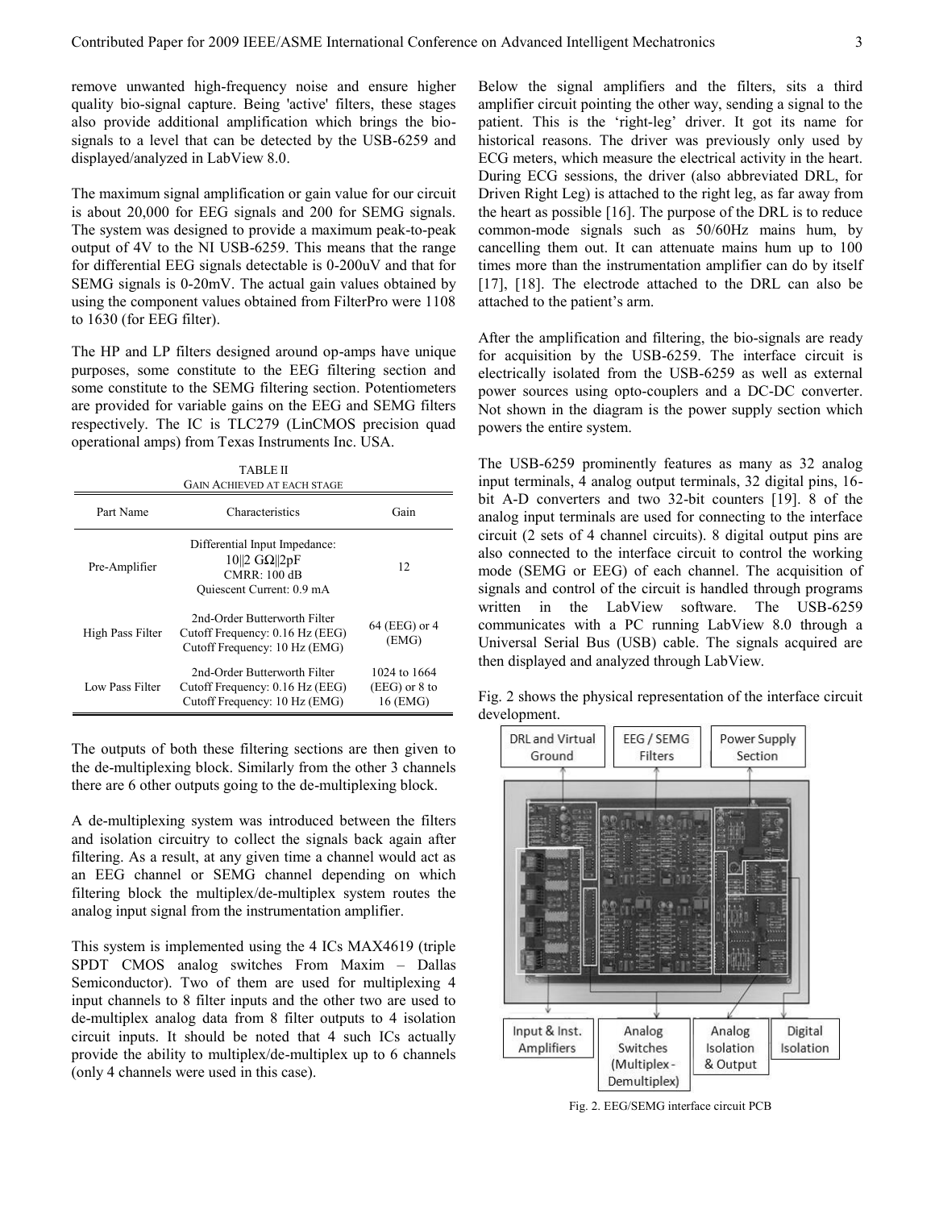remove unwanted high-frequency noise and ensure higher quality bio-signal capture. Being 'active' filters, these stages also provide additional amplification which brings the bio-signals to a level that can be detected by the USB-6259 and displayed/analyzed in LabView 8.0.

The maximum signal amplification or gain value for our circuit is about 20,000 for EEG signals and 200 for SEMG signals. The system was designed to provide a maximum peak-to-peak output of 4V to the NI USB-6259. This means that the range for differential EEG signals detectable is 0-200uV and that for SEMG signals is 0-20mV. The actual gain values obtained by using the component values obtained from FilterPro were 1108 to 1630 (for EEG filter).

The HP and LP filters designed around op-amps have unique purposes, some constitute to the EEG filtering section and some constitute to the SEMG filtering section. Potentiometers are provided for variable gains on the EEG and SEMG filters respectively. The IC is TLC279 (LinCMOS precision quad operational amps) from Texas Instruments Inc. USA.

TABLE II
GAIN ACHIEVED AT EACH STAGE

| Part Name | Characteristics | Gain |
|---|---|---|
| Pre-Amplifier | Differential Input Impedance: 10‖2 GΩ‖2pF CMRR: 100 dB Quiescent Current: 0.9 mA | 12 |
| High Pass Filter | 2nd-Order Butterworth Filter Cutoff Frequency: 0.16 Hz (EEG) Cutoff Frequency: 10 Hz (EMG) | 64 (EEG) or 4 (EMG) |
| Low Pass Filter | 2nd-Order Butterworth Filter Cutoff Frequency: 0.16 Hz (EEG) Cutoff Frequency: 10 Hz (EMG) | 1024 to 1664 (EEG) or 8 to 16 (EMG) |

The outputs of both these filtering sections are then given to the de-multiplexing block. Similarly from the other 3 channels there are 6 other outputs going to the de-multiplexing block.

A de-multiplexing system was introduced between the filters and isolation circuitry to collect the signals back again after filtering. As a result, at any given time a channel would act as an EEG channel or SEMG channel depending on which filtering block the multiplex/de-multiplex system routes the analog input signal from the instrumentation amplifier.

This system is implemented using the 4 ICs MAX4619 (triple SPDT CMOS analog switches From Maxim – Dallas Semiconductor). Two of them are used for multiplexing 4 input channels to 8 filter inputs and the other two are used to de-multiplex analog data from 8 filter outputs to 4 isolation circuit inputs. It should be noted that 4 such ICs actually provide the ability to multiplex/de-multiplex up to 6 channels (only 4 channels were used in this case).

Below the signal amplifiers and the filters, sits a third amplifier circuit pointing the other way, sending a signal to the patient. This is the 'right-leg' driver. It got its name for historical reasons. The driver was previously only used by ECG meters, which measure the electrical activity in the heart. During ECG sessions, the driver (also abbreviated DRL, for Driven Right Leg) is attached to the right leg, as far away from the heart as possible [16]. The purpose of the DRL is to reduce common-mode signals such as 50/60Hz mains hum, by cancelling them out. It can attenuate mains hum up to 100 times more than the instrumentation amplifier can do by itself [17], [18]. The electrode attached to the DRL can also be attached to the patient's arm.

After the amplification and filtering, the bio-signals are ready for acquisition by the USB-6259. The interface circuit is electrically isolated from the USB-6259 as well as external power sources using opto-couplers and a DC-DC converter. Not shown in the diagram is the power supply section which powers the entire system.

The USB-6259 prominently features as many as 32 analog input terminals, 4 analog output terminals, 32 digital pins, 16-bit A-D converters and two 32-bit counters [19]. 8 of the analog input terminals are used for connecting to the interface circuit (2 sets of 4 channel circuits). 8 digital output pins are also connected to the interface circuit to control the working mode (SEMG or EEG) of each channel. The acquisition of signals and control of the circuit is handled through programs written in the LabView software. The USB-6259 communicates with a PC running LabView 8.0 through a Universal Serial Bus (USB) cable. The signals acquired are then displayed and analyzed through LabView.

Fig. 2 shows the physical representation of the interface circuit development.

DRL and Virtual Ground | EEG / SEMG Filters | Power Supply Section | Input & Inst. Amplifiers | Analog Switches (Multiplex - Demultiplex) | Analog Isolation & Output | Digital Isolation

Fig. 2. EEG/SEMG interface circuit PCB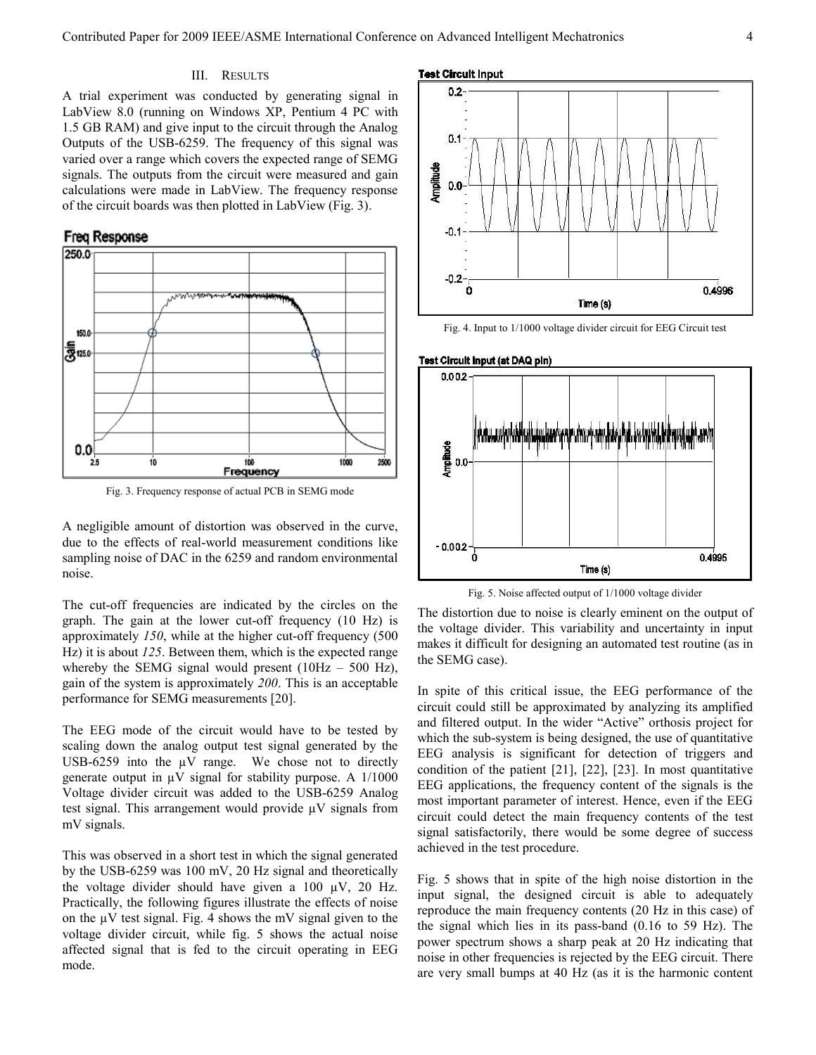## III. Results

A trial experiment was conducted by generating signal in LabView 8.0 (running on Windows XP, Pentium 4 PC with 1.5 GB RAM) and give input to the circuit through the Analog Outputs of the USB-6259. The frequency of this signal was varied over a range which covers the expected range of SEMG signals. The outputs from the circuit were measured and gain calculations were made in LabView. The frequency response of the circuit boards was then plotted in LabView (Fig. 3).

Fig. 3. Frequency response of actual PCB in SEMG mode

A negligible amount of distortion was observed in the curve, due to the effects of real-world measurement conditions like sampling noise of DAC in the 6259 and random environmental noise.

The cut-off frequencies are indicated by the circles on the graph. The gain at the lower cut-off frequency (10 Hz) is approximately *150*, while at the higher cut-off frequency (500 Hz) it is about *125*. Between them, which is the expected range whereby the SEMG signal would present (10Hz – 500 Hz), gain of the system is approximately *200*. This is an acceptable performance for SEMG measurements [20].

The EEG mode of the circuit would have to be tested by scaling down the analog output test signal generated by the USB-6259 into the µV range. We chose not to directly generate output in µV signal for stability purpose. A 1/1000 Voltage divider circuit was added to the USB-6259 Analog test signal. This arrangement would provide µV signals from mV signals.

This was observed in a short test in which the signal generated by the USB-6259 was 100 mV, 20 Hz signal and theoretically the voltage divider should have given a 100 µV, 20 Hz. Practically, the following figures illustrate the effects of noise on the µV test signal. Fig. 4 shows the mV signal given to the voltage divider circuit, while fig. 5 shows the actual noise affected signal that is fed to the circuit operating in EEG mode.

Fig. 4. Input to 1/1000 voltage divider circuit for EEG Circuit test

Fig. 5. Noise affected output of 1/1000 voltage divider

The distortion due to noise is clearly eminent on the output of the voltage divider. This variability and uncertainty in input makes it difficult for designing an automated test routine (as in the SEMG case).

In spite of this critical issue, the EEG performance of the circuit could still be approximated by analyzing its amplified and filtered output. In the wider "Active" orthosis project for which the sub-system is being designed, the use of quantitative EEG analysis is significant for detection of triggers and condition of the patient [21], [22], [23]. In most quantitative EEG applications, the frequency content of the signals is the most important parameter of interest. Hence, even if the EEG circuit could detect the main frequency contents of the test signal satisfactorily, there would be some degree of success achieved in the test procedure.

Fig. 5 shows that in spite of the high noise distortion in the input signal, the designed circuit is able to adequately reproduce the main frequency contents (20 Hz in this case) of the signal which lies in its pass-band (0.16 to 59 Hz). The power spectrum shows a sharp peak at 20 Hz indicating that noise in other frequencies is rejected by the EEG circuit. There are very small bumps at 40 Hz (as it is the harmonic content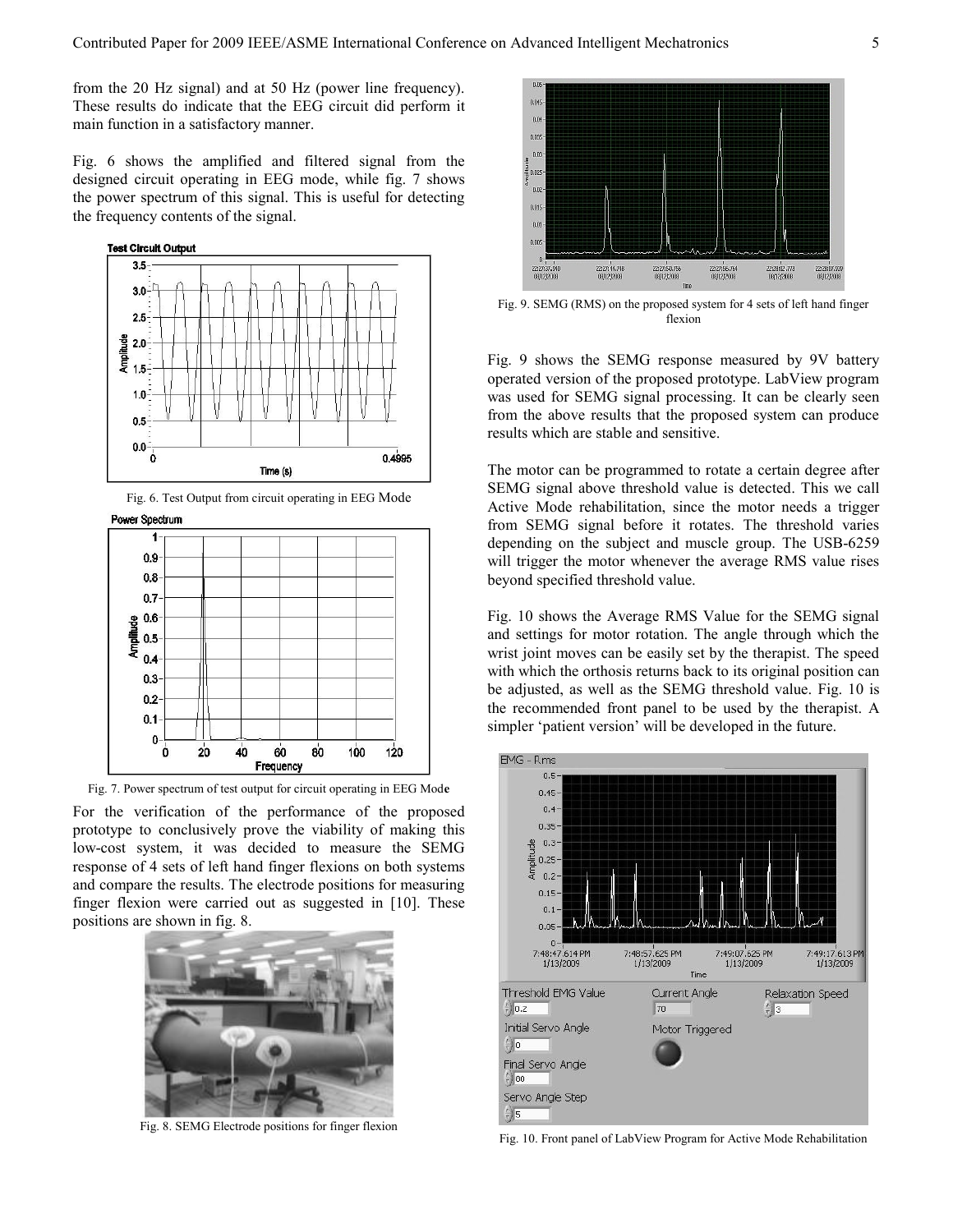from the 20 Hz signal) and at 50 Hz (power line frequency). These results do indicate that the EEG circuit did perform it main function in a satisfactory manner.

Fig. 6 shows the amplified and filtered signal from the designed circuit operating in EEG mode, while fig. 7 shows the power spectrum of this signal. This is useful for detecting the frequency contents of the signal.

Fig. 6. Test Output from circuit operating in EEG Mode

Fig. 7. Power spectrum of test output for circuit operating in EEG Mode

For the verification of the performance of the proposed prototype to conclusively prove the viability of making this low-cost system, it was decided to measure the SEMG response of 4 sets of left hand finger flexions on both systems and compare the results. The electrode positions for measuring finger flexion were carried out as suggested in [10]. These positions are shown in fig. 8.

Fig. 8. SEMG Electrode positions for finger flexion

Fig. 9. SEMG (RMS) on the proposed system for 4 sets of left hand finger flexion

Fig. 9 shows the SEMG response measured by 9V battery operated version of the proposed prototype. LabView program was used for SEMG signal processing. It can be clearly seen from the above results that the proposed system can produce results which are stable and sensitive.

The motor can be programmed to rotate a certain degree after SEMG signal above threshold value is detected. This we call Active Mode rehabilitation, since the motor needs a trigger from SEMG signal before it rotates. The threshold varies depending on the subject and muscle group. The USB-6259 will trigger the motor whenever the average RMS value rises beyond specified threshold value.

Fig. 10 shows the Average RMS Value for the SEMG signal and settings for motor rotation. The angle through which the wrist joint moves can be easily set by the therapist. The speed with which the orthosis returns back to its original position can be adjusted, as well as the SEMG threshold value. Fig. 10 is the recommended front panel to be used by the therapist. A simpler 'patient version' will be developed in the future.

Fig. 10. Front panel of LabView Program for Active Mode Rehabilitation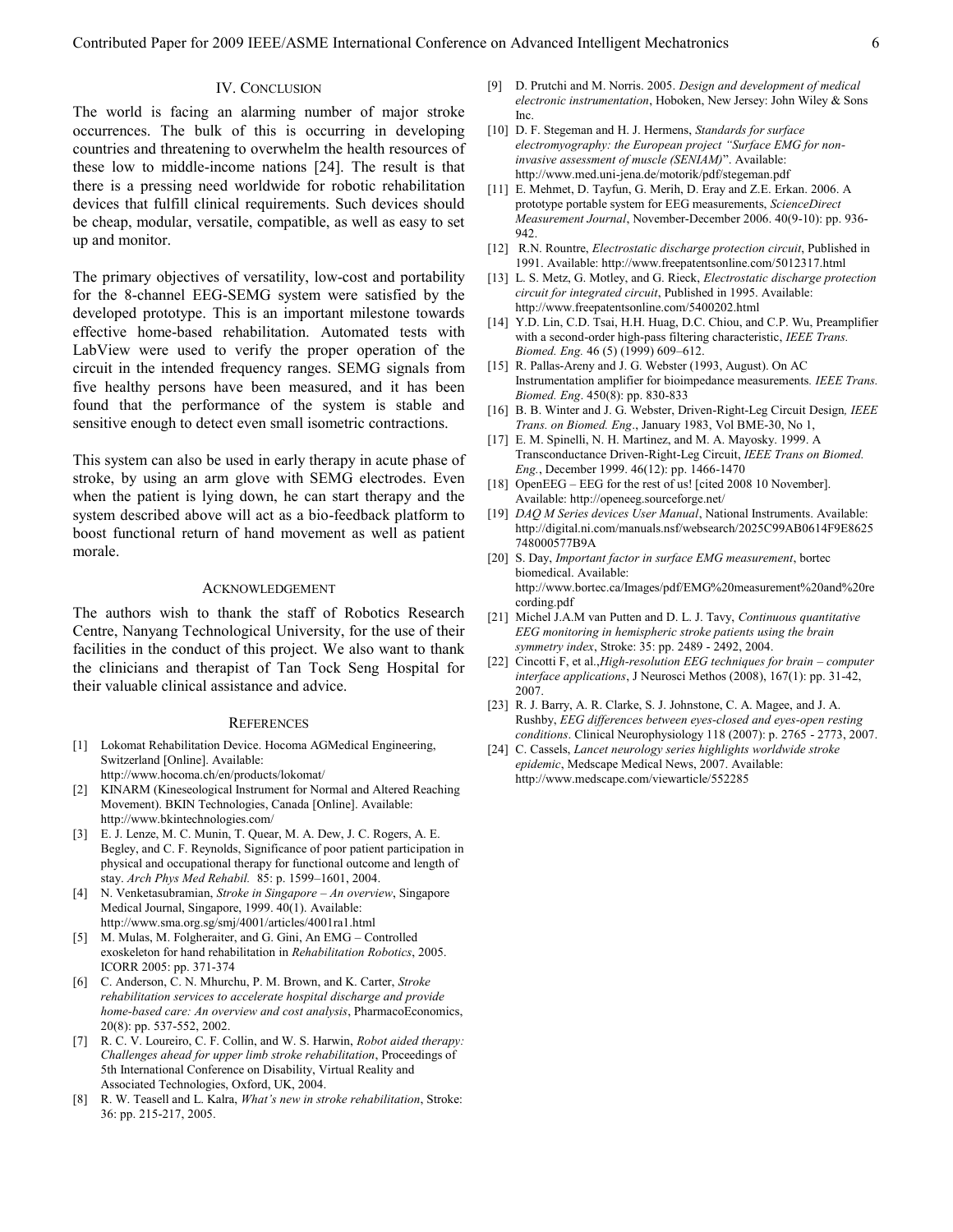## IV. Conclusion

The world is facing an alarming number of major stroke occurrences. The bulk of this is occurring in developing countries and threatening to overwhelm the health resources of these low to middle-income nations [24]. The result is that there is a pressing need worldwide for robotic rehabilitation devices that fulfill clinical requirements. Such devices should be cheap, modular, versatile, compatible, as well as easy to set up and monitor.

The primary objectives of versatility, low-cost and portability for the 8-channel EEG-SEMG system were satisfied by the developed prototype. This is an important milestone towards effective home-based rehabilitation. Automated tests with LabView were used to verify the proper operation of the circuit in the intended frequency ranges. SEMG signals from five healthy persons have been measured, and it has been found that the performance of the system is stable and sensitive enough to detect even small isometric contractions.

This system can also be used in early therapy in acute phase of stroke, by using an arm glove with SEMG electrodes. Even when the patient is lying down, he can start therapy and the system described above will act as a bio-feedback platform to boost functional return of hand movement as well as patient morale.

## Acknowledgement

The authors wish to thank the staff of Robotics Research Centre, Nanyang Technological University, for the use of their facilities in the conduct of this project. We also want to thank the clinicians and therapist of Tan Tock Seng Hospital for their valuable clinical assistance and advice.

## References

[1] Lokomat Rehabilitation Device. Hocoma AGMedical Engineering, Switzerland [Online]. Available: http://www.hocoma.ch/en/products/lokomat/

[2] KINARM (Kineseological Instrument for Normal and Altered Reaching Movement). BKIN Technologies, Canada [Online]. Available: http://www.bkintechnologies.com/

[3] E. J. Lenze, M. C. Munin, T. Quear, M. A. Dew, J. C. Rogers, A. E. Begley, and C. F. Reynolds, Significance of poor patient participation in physical and occupational therapy for functional outcome and length of stay. *Arch Phys Med Rehabil.* 85: p. 1599–1601, 2004.

[4] N. Venketasubramian, *Stroke in Singapore – An overview*, Singapore Medical Journal, Singapore, 1999. 40(1). Available: http://www.sma.org.sg/smj/4001/articles/4001ra1.html

[5] M. Mulas, M. Folgheraiter, and G. Gini, An EMG – Controlled exoskeleton for hand rehabilitation in *Rehabilitation Robotics*, 2005. ICORR 2005: pp. 371-374

[6] C. Anderson, C. N. Mhurchu, P. M. Brown, and K. Carter, *Stroke rehabilitation services to accelerate hospital discharge and provide home-based care: An overview and cost analysis*, PharmacoEconomics, 20(8): pp. 537-552, 2002.

[7] R. C. V. Loureiro, C. F. Collin, and W. S. Harwin, *Robot aided therapy: Challenges ahead for upper limb stroke rehabilitation*, Proceedings of 5th International Conference on Disability, Virtual Reality and Associated Technologies, Oxford, UK, 2004.

[8] R. W. Teasell and L. Kalra, *What's new in stroke rehabilitation*, Stroke: 36: pp. 215-217, 2005.

[9] D. Prutchi and M. Norris. 2005. *Design and development of medical electronic instrumentation*, Hoboken, New Jersey: John Wiley & Sons Inc.

[10] D. F. Stegeman and H. J. Hermens, *Standards for surface electromyography: the European project "Surface EMG for non-invasive assessment of muscle (SENIAM)*". Available: http://www.med.uni-jena.de/motorik/pdf/stegeman.pdf

[11] E. Mehmet, D. Tayfun, G. Merih, D. Eray and Z.E. Erkan. 2006. A prototype portable system for EEG measurements, *ScienceDirect Measurement Journal*, November-December 2006. 40(9-10): pp. 936-942.

[12] R.N. Rountre, *Electrostatic discharge protection circuit*, Published in 1991. Available: http://www.freepatentsonline.com/5012317.html

[13] L. S. Metz, G. Motley, and G. Rieck, *Electrostatic discharge protection circuit for integrated circuit*, Published in 1995. Available: http://www.freepatentsonline.com/5400202.html

[14] Y.D. Lin, C.D. Tsai, H.H. Huag, D.C. Chiou, and C.P. Wu, Preamplifier with a second-order high-pass filtering characteristic, *IEEE Trans. Biomed. Eng.* 46 (5) (1999) 609–612.

[15] R. Pallas-Areny and J. G. Webster (1993, August). On AC Instrumentation amplifier for bioimpedance measurements*. IEEE Trans. Biomed. Eng*. 450(8): pp. 830-833

[16] B. B. Winter and J. G. Webster, Driven-Right-Leg Circuit Design*, IEEE Trans. on Biomed. Eng*., January 1983, Vol BME-30, No 1,

[17] E. M. Spinelli, N. H. Martinez, and M. A. Mayosky. 1999. A Transconductance Driven-Right-Leg Circuit, *IEEE Trans on Biomed. Eng.*, December 1999. 46(12): pp. 1466-1470

[18] OpenEEG – EEG for the rest of us! [cited 2008 10 November]. Available: http://openeeg.sourceforge.net/

[19] *DAQ M Series devices User Manual*, National Instruments. Available: http://digital.ni.com/manuals.nsf/websearch/2025C99AB0614F9E8625748000577B9A

[20] S. Day, *Important factor in surface EMG measurement*, bortec biomedical. Available: http://www.bortec.ca/Images/pdf/EMG%20measurement%20and%20recording.pdf

[21] Michel J.A.M van Putten and D. L. J. Tavy, *Continuous quantitative EEG monitoring in hemispheric stroke patients using the brain symmetry index*, Stroke: 35: pp. 2489 - 2492, 2004.

[22] Cincotti F, et al.,*High-resolution EEG techniques for brain – computer interface applications*, J Neurosci Methos (2008), 167(1): pp. 31-42, 2007.

[23] R. J. Barry, A. R. Clarke, S. J. Johnstone, C. A. Magee, and J. A. Rushby, *EEG differences between eyes-closed and eyes-open resting conditions*. Clinical Neurophysiology 118 (2007): p. 2765 - 2773, 2007.

[24] C. Cassels, *Lancet neurology series highlights worldwide stroke epidemic*, Medscape Medical News, 2007. Available: http://www.medscape.com/viewarticle/552285